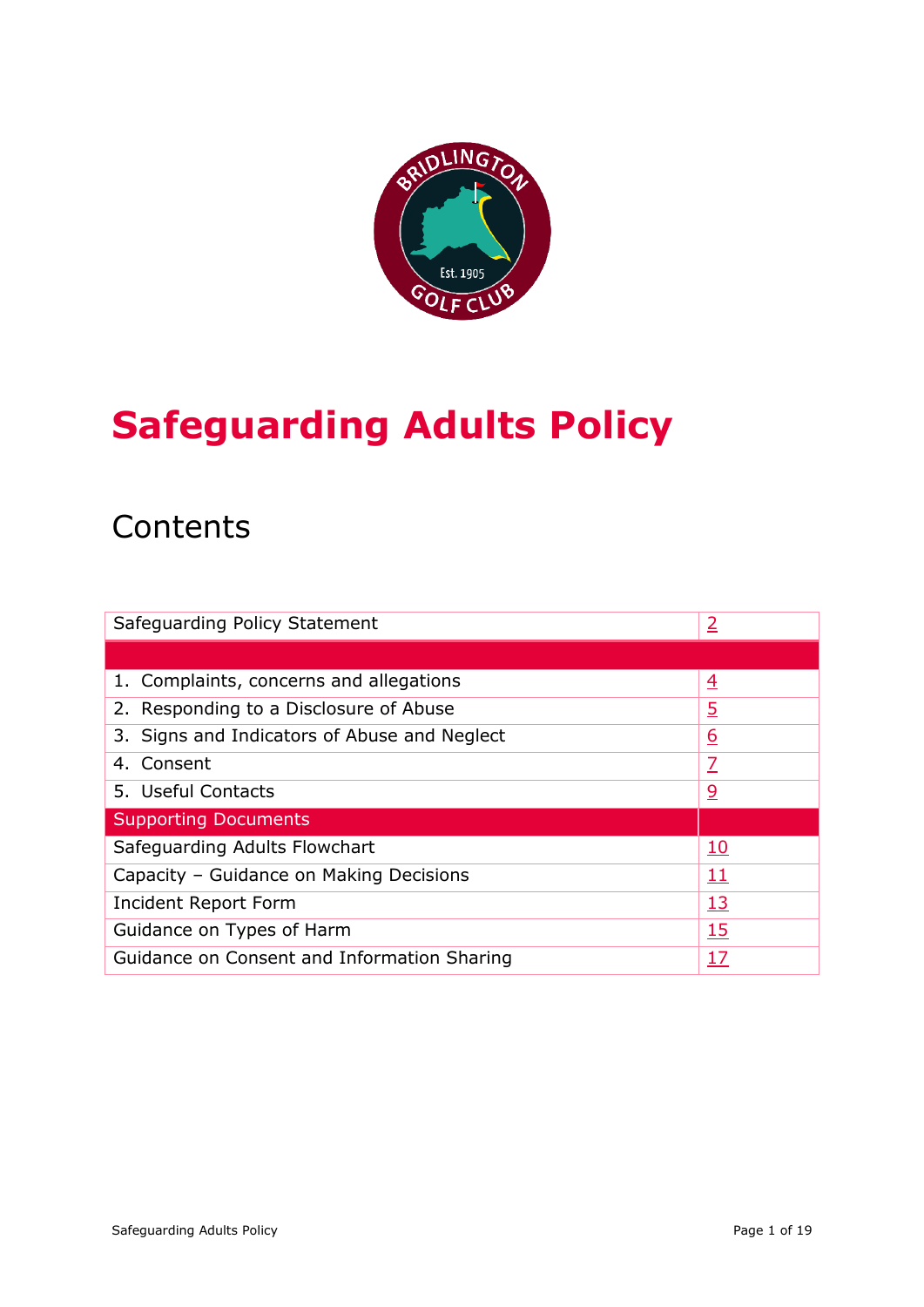# Safeguarding Adults Policy

## Contents

| | |
|---|---|
| Safeguarding Policy Statement | 2 |
| | |
| 1. Complaints, concerns and allegations | 4 |
| 2. Responding to a Disclosure of Abuse | 5 |
| 3. Signs and Indicators of Abuse and Neglect | 6 |
| 4. Consent | 7 |
| 5. Useful Contacts | 9 |
| **Supporting Documents** | |
| Safeguarding Adults Flowchart | 10 |
| Capacity – Guidance on Making Decisions | 11 |
| Incident Report Form | 13 |
| Guidance on Types of Harm | 15 |
| Guidance on Consent and Information Sharing | 17 |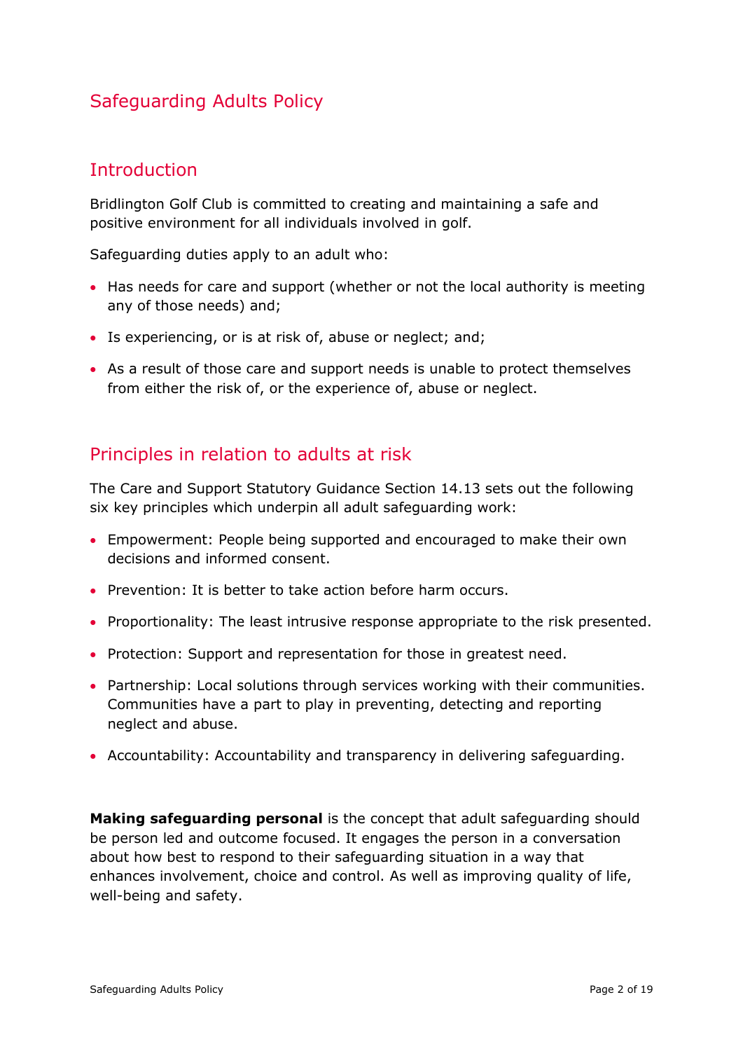# Safeguarding Adults Policy

## Introduction

Bridlington Golf Club is committed to creating and maintaining a safe and positive environment for all individuals involved in golf.

Safeguarding duties apply to an adult who:

- Has needs for care and support (whether or not the local authority is meeting any of those needs) and;
- Is experiencing, or is at risk of, abuse or neglect; and;
- As a result of those care and support needs is unable to protect themselves from either the risk of, or the experience of, abuse or neglect.

## Principles in relation to adults at risk

The Care and Support Statutory Guidance Section 14.13 sets out the following six key principles which underpin all adult safeguarding work:

- Empowerment: People being supported and encouraged to make their own decisions and informed consent.
- Prevention: It is better to take action before harm occurs.
- Proportionality: The least intrusive response appropriate to the risk presented.
- Protection: Support and representation for those in greatest need.
- Partnership: Local solutions through services working with their communities. Communities have a part to play in preventing, detecting and reporting neglect and abuse.
- Accountability: Accountability and transparency in delivering safeguarding.

**Making safeguarding personal** is the concept that adult safeguarding should be person led and outcome focused. It engages the person in a conversation about how best to respond to their safeguarding situation in a way that enhances involvement, choice and control. As well as improving quality of life, well-being and safety.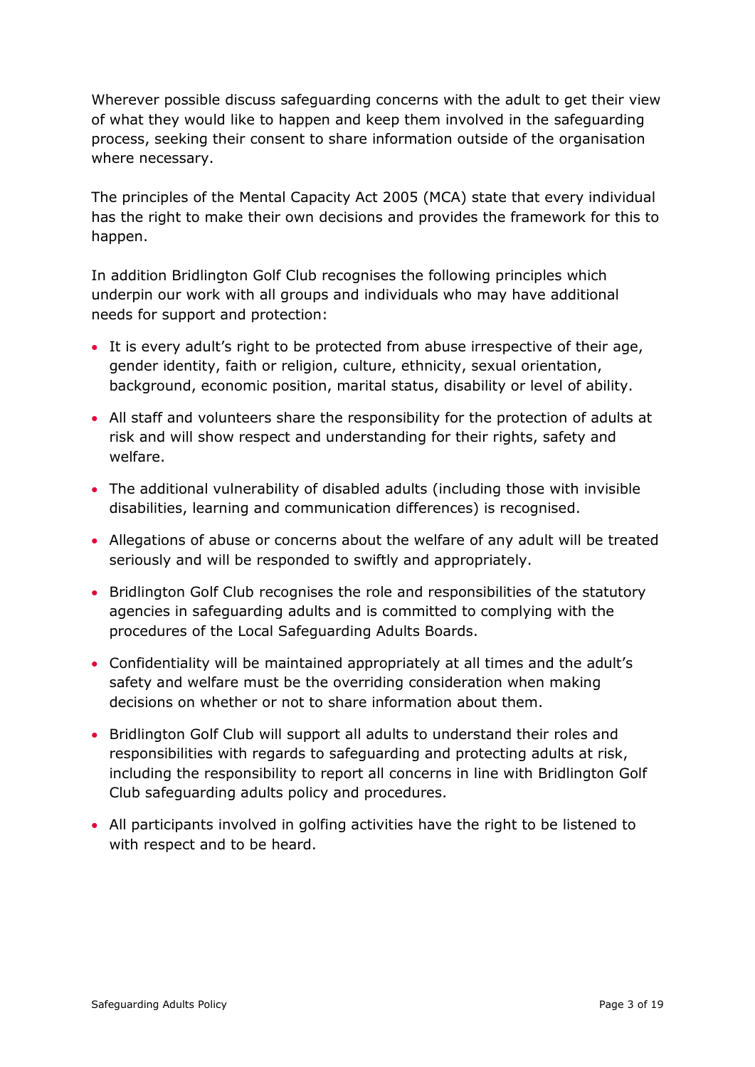Wherever possible discuss safeguarding concerns with the adult to get their view of what they would like to happen and keep them involved in the safeguarding process, seeking their consent to share information outside of the organisation where necessary.

The principles of the Mental Capacity Act 2005 (MCA) state that every individual has the right to make their own decisions and provides the framework for this to happen.

In addition Bridlington Golf Club recognises the following principles which underpin our work with all groups and individuals who may have additional needs for support and protection:

- It is every adult's right to be protected from abuse irrespective of their age, gender identity, faith or religion, culture, ethnicity, sexual orientation, background, economic position, marital status, disability or level of ability.
- All staff and volunteers share the responsibility for the protection of adults at risk and will show respect and understanding for their rights, safety and welfare.
- The additional vulnerability of disabled adults (including those with invisible disabilities, learning and communication differences) is recognised.
- Allegations of abuse or concerns about the welfare of any adult will be treated seriously and will be responded to swiftly and appropriately.
- Bridlington Golf Club recognises the role and responsibilities of the statutory agencies in safeguarding adults and is committed to complying with the procedures of the Local Safeguarding Adults Boards.
- Confidentiality will be maintained appropriately at all times and the adult's safety and welfare must be the overriding consideration when making decisions on whether or not to share information about them.
- Bridlington Golf Club will support all adults to understand their roles and responsibilities with regards to safeguarding and protecting adults at risk, including the responsibility to report all concerns in line with Bridlington Golf Club safeguarding adults policy and procedures.
- All participants involved in golfing activities have the right to be listened to with respect and to be heard.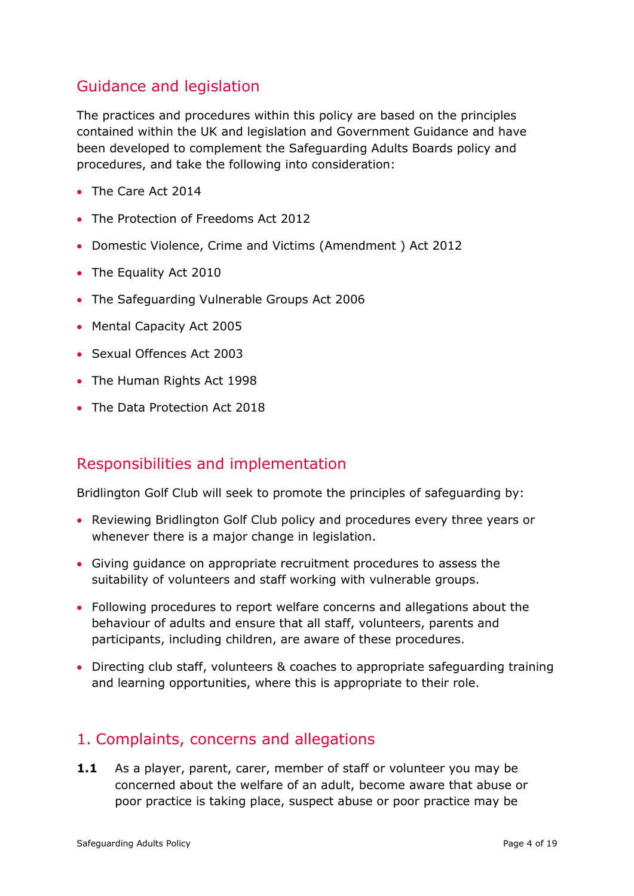## Guidance and legislation

The practices and procedures within this policy are based on the principles contained within the UK and legislation and Government Guidance and have been developed to complement the Safeguarding Adults Boards policy and procedures, and take the following into consideration:

- The Care Act 2014
- The Protection of Freedoms Act 2012
- Domestic Violence, Crime and Victims (Amendment ) Act 2012
- The Equality Act 2010
- The Safeguarding Vulnerable Groups Act 2006
- Mental Capacity Act 2005
- Sexual Offences Act 2003
- The Human Rights Act 1998
- The Data Protection Act 2018

## Responsibilities and implementation

Bridlington Golf Club will seek to promote the principles of safeguarding by:

- Reviewing Bridlington Golf Club policy and procedures every three years or whenever there is a major change in legislation.
- Giving guidance on appropriate recruitment procedures to assess the suitability of volunteers and staff working with vulnerable groups.
- Following procedures to report welfare concerns and allegations about the behaviour of adults and ensure that all staff, volunteers, parents and participants, including children, are aware of these procedures.
- Directing club staff, volunteers & coaches to appropriate safeguarding training and learning opportunities, where this is appropriate to their role.

## 1. Complaints, concerns and allegations

**1.1** As a player, parent, carer, member of staff or volunteer you may be concerned about the welfare of an adult, become aware that abuse or poor practice is taking place, suspect abuse or poor practice may be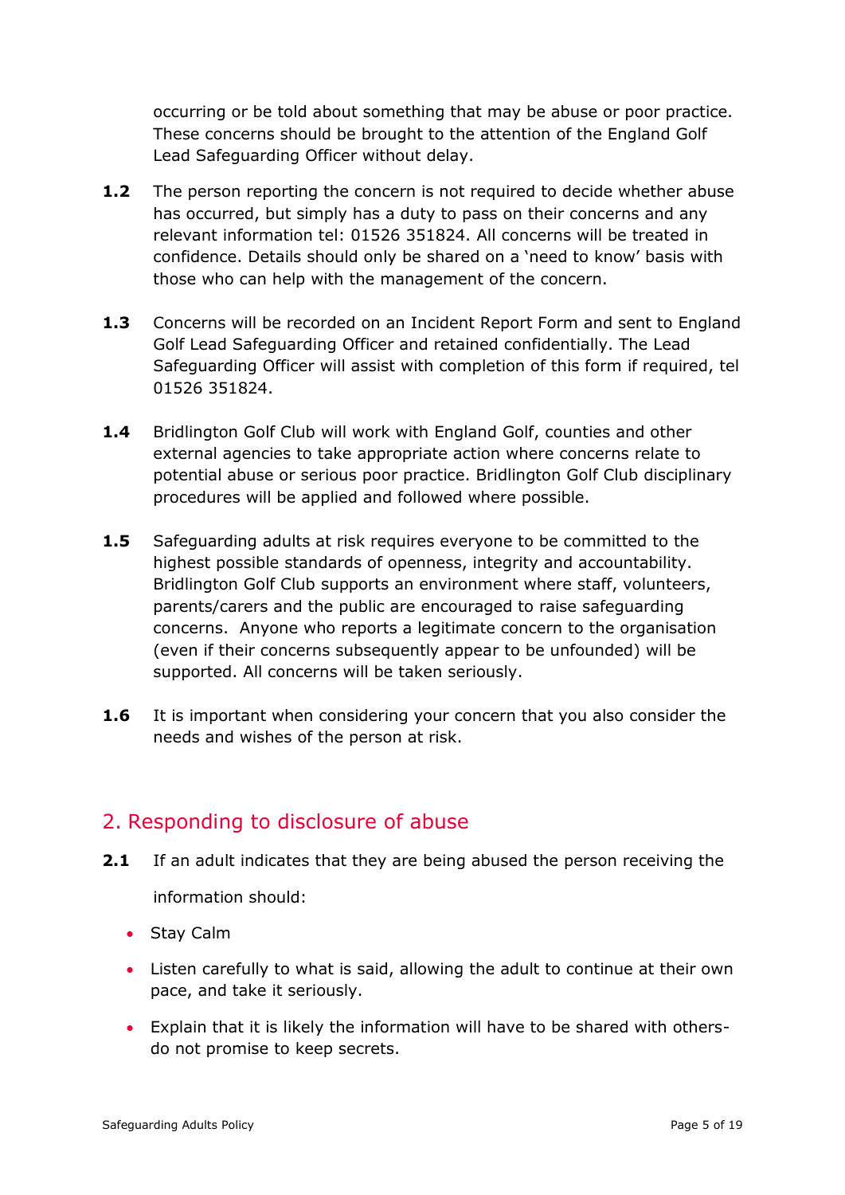occurring or be told about something that may be abuse or poor practice. These concerns should be brought to the attention of the England Golf Lead Safeguarding Officer without delay.

**1.2** The person reporting the concern is not required to decide whether abuse has occurred, but simply has a duty to pass on their concerns and any relevant information tel: 01526 351824. All concerns will be treated in confidence. Details should only be shared on a 'need to know' basis with those who can help with the management of the concern.

**1.3** Concerns will be recorded on an Incident Report Form and sent to England Golf Lead Safeguarding Officer and retained confidentially. The Lead Safeguarding Officer will assist with completion of this form if required, tel 01526 351824.

**1.4** Bridlington Golf Club will work with England Golf, counties and other external agencies to take appropriate action where concerns relate to potential abuse or serious poor practice. Bridlington Golf Club disciplinary procedures will be applied and followed where possible.

**1.5** Safeguarding adults at risk requires everyone to be committed to the highest possible standards of openness, integrity and accountability. Bridlington Golf Club supports an environment where staff, volunteers, parents/carers and the public are encouraged to raise safeguarding concerns. Anyone who reports a legitimate concern to the organisation (even if their concerns subsequently appear to be unfounded) will be supported. All concerns will be taken seriously.

**1.6** It is important when considering your concern that you also consider the needs and wishes of the person at risk.

## 2. Responding to disclosure of abuse

**2.1** If an adult indicates that they are being abused the person receiving the information should:

- Stay Calm
- Listen carefully to what is said, allowing the adult to continue at their own pace, and take it seriously.
- Explain that it is likely the information will have to be shared with others- do not promise to keep secrets.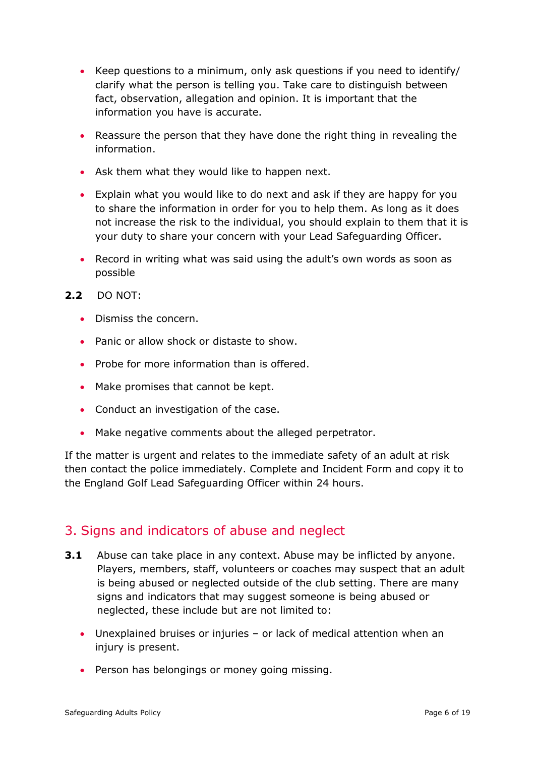- Keep questions to a minimum, only ask questions if you need to identify/ clarify what the person is telling you. Take care to distinguish between fact, observation, allegation and opinion. It is important that the information you have is accurate.
- Reassure the person that they have done the right thing in revealing the information.
- Ask them what they would like to happen next.
- Explain what you would like to do next and ask if they are happy for you to share the information in order for you to help them. As long as it does not increase the risk to the individual, you should explain to them that it is your duty to share your concern with your Lead Safeguarding Officer.
- Record in writing what was said using the adult's own words as soon as possible

**2.2** DO NOT:

- Dismiss the concern.
- Panic or allow shock or distaste to show.
- Probe for more information than is offered.
- Make promises that cannot be kept.
- Conduct an investigation of the case.
- Make negative comments about the alleged perpetrator.

If the matter is urgent and relates to the immediate safety of an adult at risk then contact the police immediately. Complete and Incident Form and copy it to the England Golf Lead Safeguarding Officer within 24 hours.

## 3. Signs and indicators of abuse and neglect

**3.1** Abuse can take place in any context. Abuse may be inflicted by anyone. Players, members, staff, volunteers or coaches may suspect that an adult is being abused or neglected outside of the club setting. There are many signs and indicators that may suggest someone is being abused or neglected, these include but are not limited to:

- Unexplained bruises or injuries – or lack of medical attention when an injury is present.
- Person has belongings or money going missing.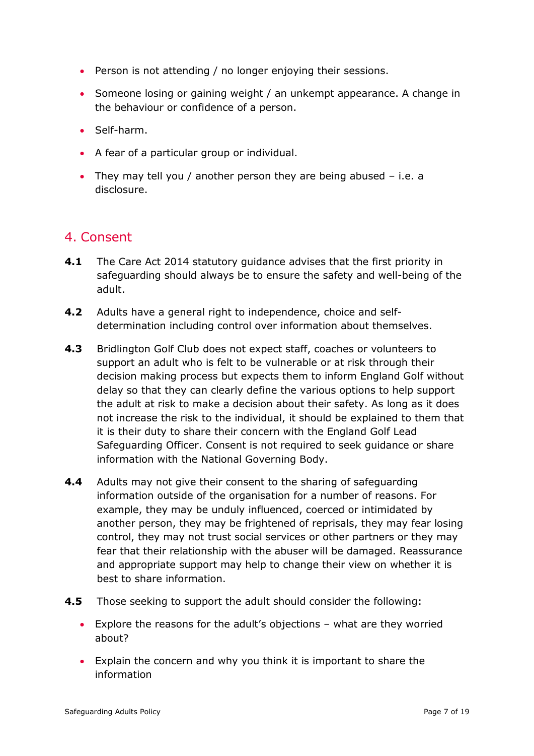- Person is not attending / no longer enjoying their sessions.
- Someone losing or gaining weight / an unkempt appearance. A change in the behaviour or confidence of a person.
- Self-harm.
- A fear of a particular group or individual.
- They may tell you / another person they are being abused – i.e. a disclosure.

## 4. Consent

**4.1** The Care Act 2014 statutory guidance advises that the first priority in safeguarding should always be to ensure the safety and well-being of the adult.

**4.2** Adults have a general right to independence, choice and self-determination including control over information about themselves.

**4.3** Bridlington Golf Club does not expect staff, coaches or volunteers to support an adult who is felt to be vulnerable or at risk through their decision making process but expects them to inform England Golf without delay so that they can clearly define the various options to help support the adult at risk to make a decision about their safety. As long as it does not increase the risk to the individual, it should be explained to them that it is their duty to share their concern with the England Golf Lead Safeguarding Officer. Consent is not required to seek guidance or share information with the National Governing Body.

**4.4** Adults may not give their consent to the sharing of safeguarding information outside of the organisation for a number of reasons. For example, they may be unduly influenced, coerced or intimidated by another person, they may be frightened of reprisals, they may fear losing control, they may not trust social services or other partners or they may fear that their relationship with the abuser will be damaged. Reassurance and appropriate support may help to change their view on whether it is best to share information.

**4.5** Those seeking to support the adult should consider the following:

- Explore the reasons for the adult's objections – what are they worried about?
- Explain the concern and why you think it is important to share the information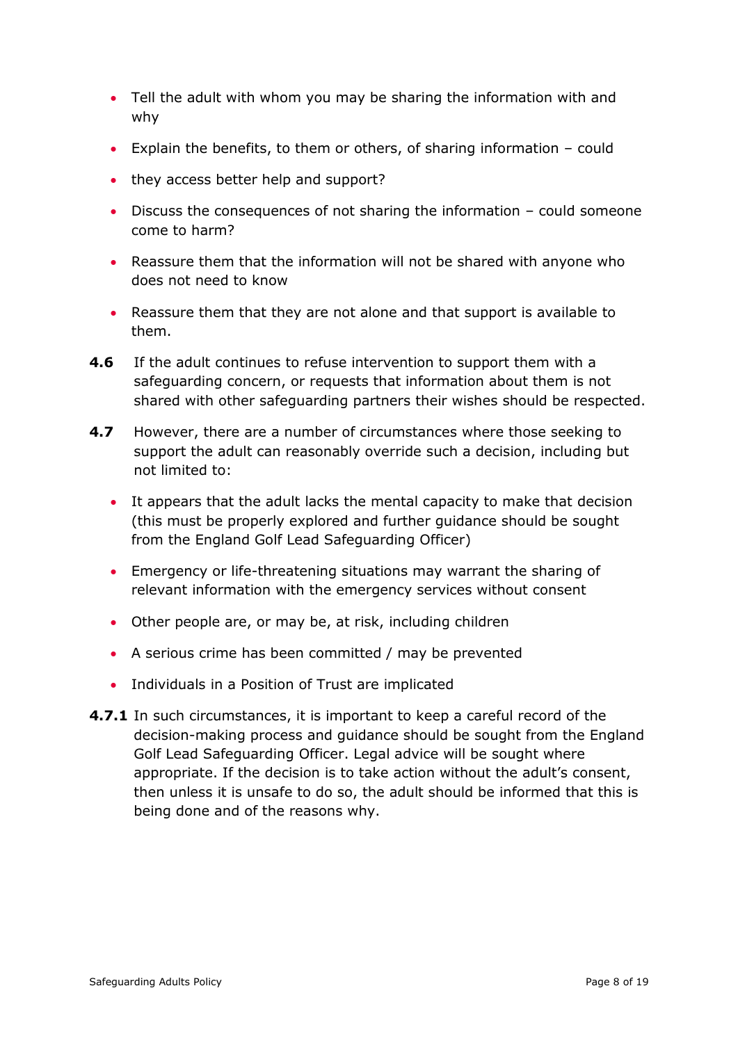- Tell the adult with whom you may be sharing the information with and why
- Explain the benefits, to them or others, of sharing information – could
- they access better help and support?
- Discuss the consequences of not sharing the information – could someone come to harm?
- Reassure them that the information will not be shared with anyone who does not need to know
- Reassure them that they are not alone and that support is available to them.

**4.6** If the adult continues to refuse intervention to support them with a safeguarding concern, or requests that information about them is not shared with other safeguarding partners their wishes should be respected.

**4.7** However, there are a number of circumstances where those seeking to support the adult can reasonably override such a decision, including but not limited to:

- It appears that the adult lacks the mental capacity to make that decision (this must be properly explored and further guidance should be sought from the England Golf Lead Safeguarding Officer)
- Emergency or life-threatening situations may warrant the sharing of relevant information with the emergency services without consent
- Other people are, or may be, at risk, including children
- A serious crime has been committed / may be prevented
- Individuals in a Position of Trust are implicated

**4.7.1** In such circumstances, it is important to keep a careful record of the decision-making process and guidance should be sought from the England Golf Lead Safeguarding Officer. Legal advice will be sought where appropriate. If the decision is to take action without the adult's consent, then unless it is unsafe to do so, the adult should be informed that this is being done and of the reasons why.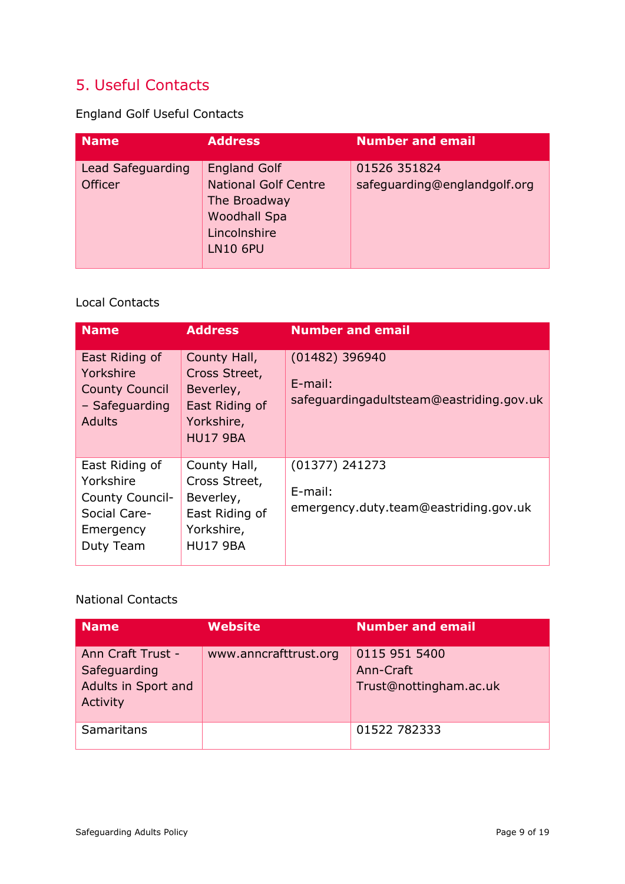## 5. Useful Contacts

England Golf Useful Contacts

| Name | Address | Number and email |
| --- | --- | --- |
| Lead Safeguarding Officer | England Golf<br>National Golf Centre<br>The Broadway<br>Woodhall Spa<br>Lincolnshire<br>LN10 6PU | 01526 351824<br>safeguarding@englandgolf.org |

Local Contacts

| Name | Address | Number and email |
| --- | --- | --- |
| East Riding of Yorkshire County Council – Safeguarding Adults | County Hall, Cross Street, Beverley, East Riding of Yorkshire, HU17 9BA | (01482) 396940<br><br>E-mail: safeguardingadultsteam@eastriding.gov.uk |
| East Riding of Yorkshire County Council- Social Care- Emergency Duty Team | County Hall, Cross Street, Beverley, East Riding of Yorkshire, HU17 9BA | (01377) 241273<br><br>E-mail: emergency.duty.team@eastriding.gov.uk |

National Contacts

| Name | Website | Number and email |
| --- | --- | --- |
| Ann Craft Trust - Safeguarding Adults in Sport and Activity | www.anncrafttrust.org | 0115 951 5400<br>Ann-Craft Trust@nottingham.ac.uk |
| Samaritans | | 01522 782333 |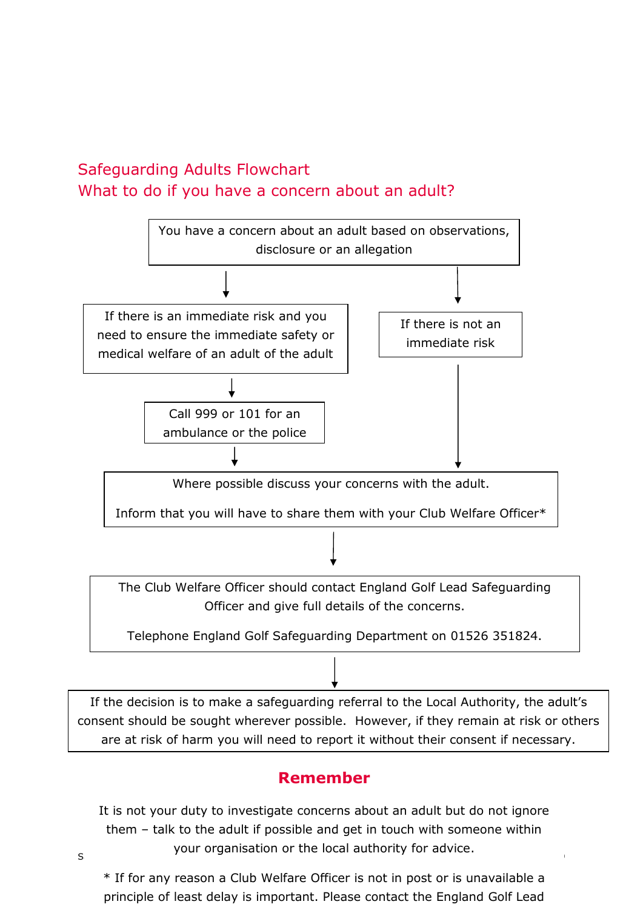## Safeguarding Adults Flowchart
## What to do if you have a concern about an adult?

You have a concern about an adult based on observations, disclosure or an allegation

↓

If there is an immediate risk and you need to ensure the immediate safety or medical welfare of an adult of the adult

↓

Call 999 or 101 for an ambulance or the police

↓

If there is not an immediate risk

↓

Where possible discuss your concerns with the adult.

Inform that you will have to share them with your Club Welfare Officer*

↓

The Club Welfare Officer should contact England Golf Lead Safeguarding Officer and give full details of the concerns.

Telephone England Golf Safeguarding Department on 01526 351824.

↓

If the decision is to make a safeguarding referral to the Local Authority, the adult's consent should be sought wherever possible. However, if they remain at risk or others are at risk of harm you will need to report it without their consent if necessary.

### **Remember**

It is not your duty to investigate concerns about an adult but do not ignore them – talk to the adult if possible and get in touch with someone within your organisation or the local authority for advice.

* If for any reason a Club Welfare Officer is not in post or is unavailable a principle of least delay is important. Please contact the England Golf Lead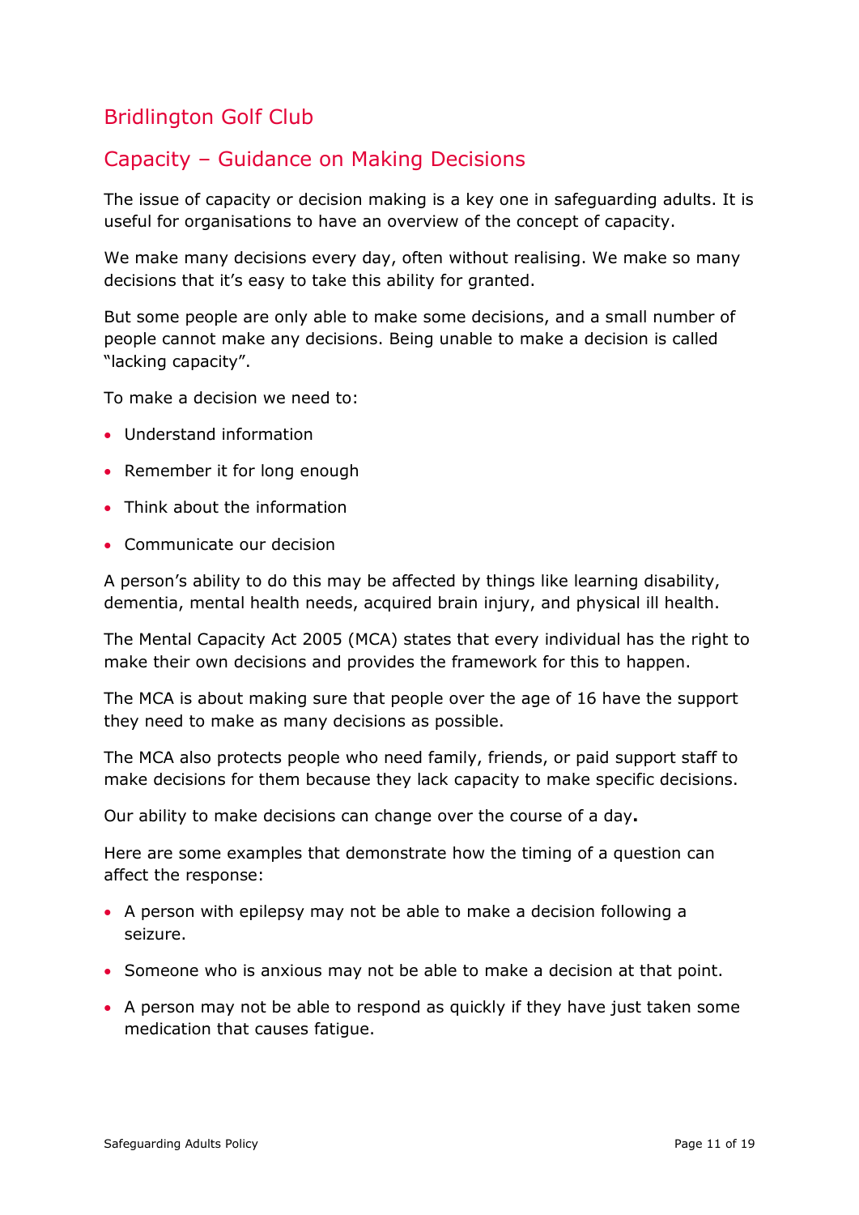## Bridlington Golf Club

## Capacity – Guidance on Making Decisions

The issue of capacity or decision making is a key one in safeguarding adults. It is useful for organisations to have an overview of the concept of capacity.

We make many decisions every day, often without realising. We make so many decisions that it's easy to take this ability for granted.

But some people are only able to make some decisions, and a small number of people cannot make any decisions. Being unable to make a decision is called "lacking capacity".

To make a decision we need to:

- Understand information
- Remember it for long enough
- Think about the information
- Communicate our decision

A person's ability to do this may be affected by things like learning disability, dementia, mental health needs, acquired brain injury, and physical ill health.

The Mental Capacity Act 2005 (MCA) states that every individual has the right to make their own decisions and provides the framework for this to happen.

The MCA is about making sure that people over the age of 16 have the support they need to make as many decisions as possible.

The MCA also protects people who need family, friends, or paid support staff to make decisions for them because they lack capacity to make specific decisions.

Our ability to make decisions can change over the course of a day**.**

Here are some examples that demonstrate how the timing of a question can affect the response:

- A person with epilepsy may not be able to make a decision following a seizure.
- Someone who is anxious may not be able to make a decision at that point.
- A person may not be able to respond as quickly if they have just taken some medication that causes fatigue.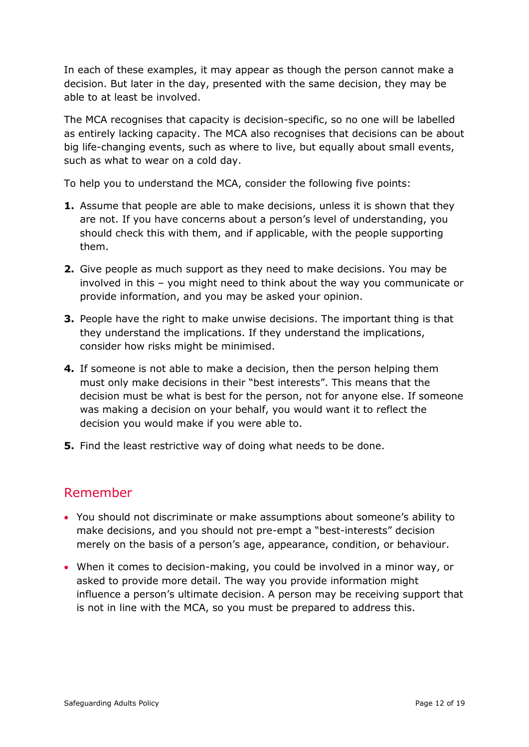In each of these examples, it may appear as though the person cannot make a decision. But later in the day, presented with the same decision, they may be able to at least be involved.

The MCA recognises that capacity is decision-specific, so no one will be labelled as entirely lacking capacity. The MCA also recognises that decisions can be about big life-changing events, such as where to live, but equally about small events, such as what to wear on a cold day.

To help you to understand the MCA, consider the following five points:

1. Assume that people are able to make decisions, unless it is shown that they are not. If you have concerns about a person's level of understanding, you should check this with them, and if applicable, with the people supporting them.
2. Give people as much support as they need to make decisions. You may be involved in this – you might need to think about the way you communicate or provide information, and you may be asked your opinion.
3. People have the right to make unwise decisions. The important thing is that they understand the implications. If they understand the implications, consider how risks might be minimised.
4. If someone is not able to make a decision, then the person helping them must only make decisions in their "best interests". This means that the decision must be what is best for the person, not for anyone else. If someone was making a decision on your behalf, you would want it to reflect the decision you would make if you were able to.
5. Find the least restrictive way of doing what needs to be done.

## Remember

- You should not discriminate or make assumptions about someone's ability to make decisions, and you should not pre-empt a "best-interests" decision merely on the basis of a person's age, appearance, condition, or behaviour.
- When it comes to decision-making, you could be involved in a minor way, or asked to provide more detail. The way you provide information might influence a person's ultimate decision. A person may be receiving support that is not in line with the MCA, so you must be prepared to address this.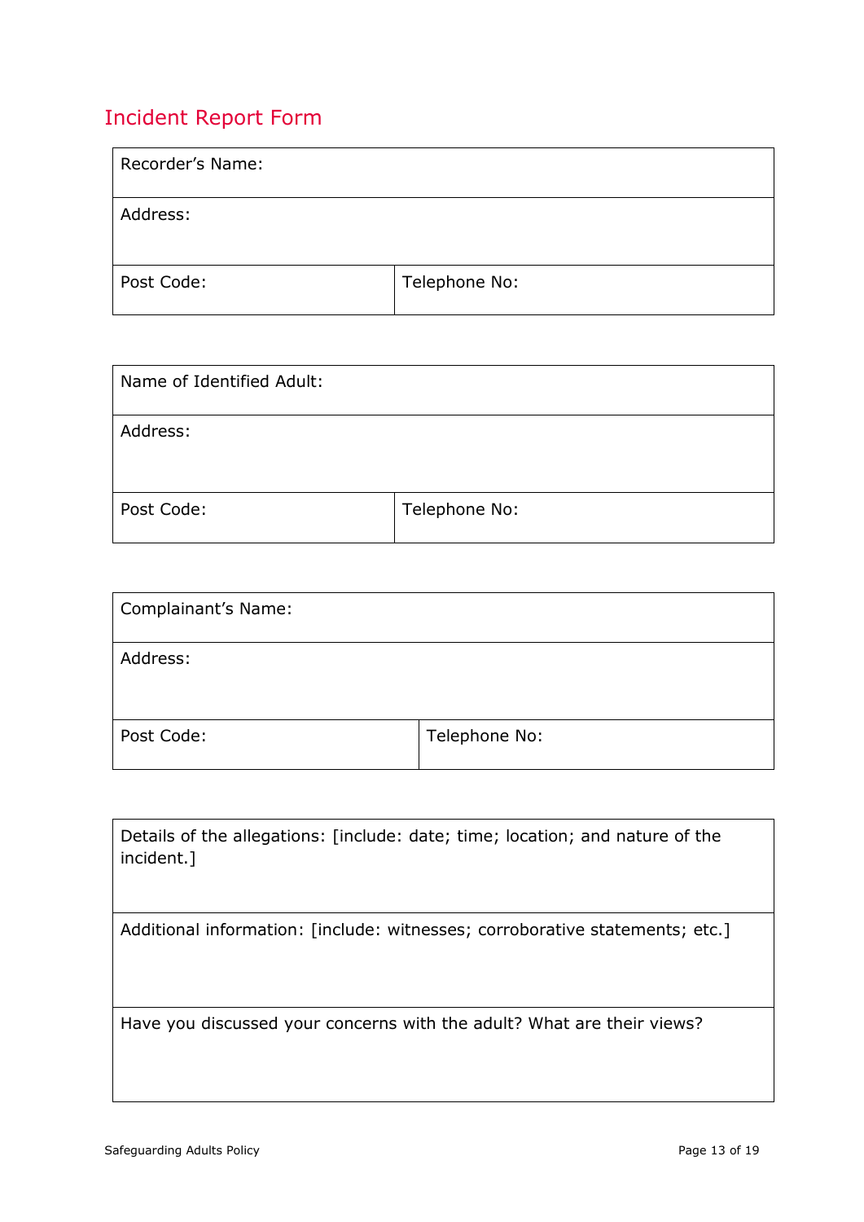## Incident Report Form

| Recorder's Name: | |
|---|---|
| Address: | |
| Post Code: | Telephone No: |

| Name of Identified Adult: | |
|---|---|
| Address: | |
| Post Code: | Telephone No: |

| Complainant's Name: | |
|---|---|
| Address: | |
| Post Code: | Telephone No: |

| Details of the allegations: [include: date; time; location; and nature of the incident.] |
|---|
| Additional information: [include: witnesses; corroborative statements; etc.] |
| Have you discussed your concerns with the adult? What are their views? |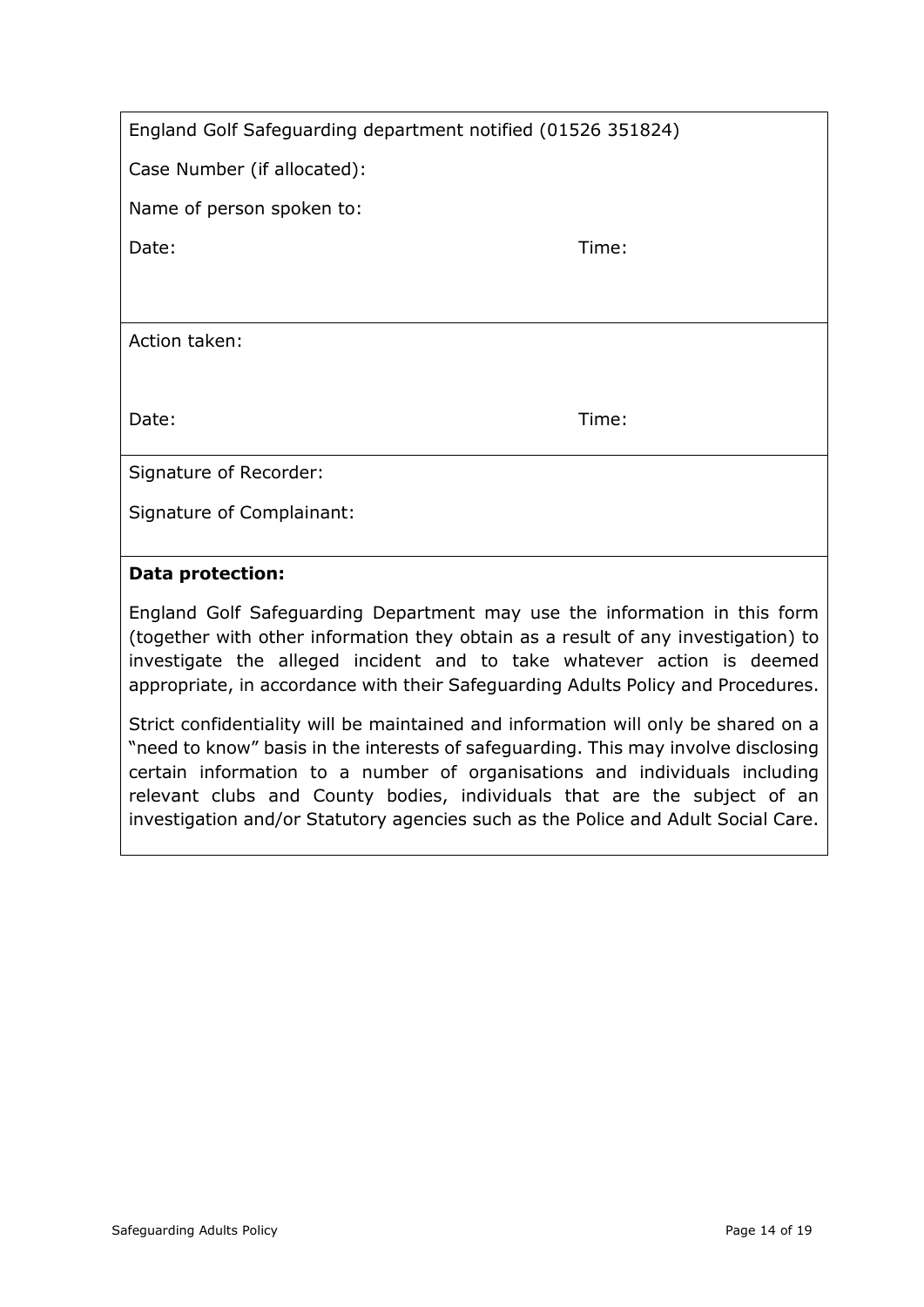England Golf Safeguarding department notified (01526 351824)

Case Number (if allocated):

Name of person spoken to:

Date: Time:

Action taken:

Date: Time:

Signature of Recorder:

Signature of Complainant:

**Data protection:**

England Golf Safeguarding Department may use the information in this form (together with other information they obtain as a result of any investigation) to investigate the alleged incident and to take whatever action is deemed appropriate, in accordance with their Safeguarding Adults Policy and Procedures.

Strict confidentiality will be maintained and information will only be shared on a "need to know" basis in the interests of safeguarding. This may involve disclosing certain information to a number of organisations and individuals including relevant clubs and County bodies, individuals that are the subject of an investigation and/or Statutory agencies such as the Police and Adult Social Care.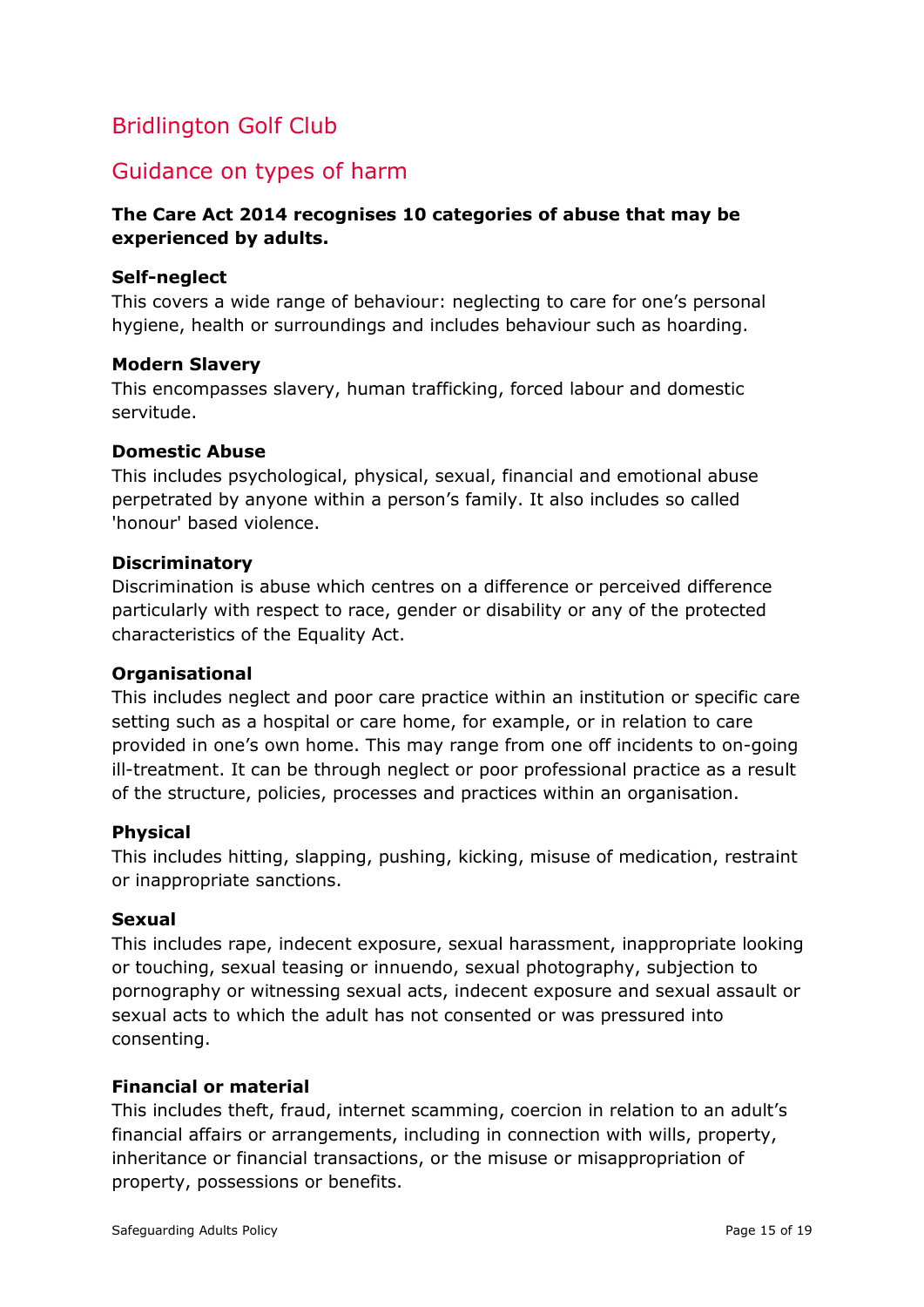## Bridlington Golf Club

## Guidance on types of harm

**The Care Act 2014 recognises 10 categories of abuse that may be experienced by adults.**

**Self-neglect**
This covers a wide range of behaviour: neglecting to care for one's personal hygiene, health or surroundings and includes behaviour such as hoarding.

**Modern Slavery**
This encompasses slavery, human trafficking, forced labour and domestic servitude.

**Domestic Abuse**
This includes psychological, physical, sexual, financial and emotional abuse perpetrated by anyone within a person's family. It also includes so called 'honour' based violence.

**Discriminatory**
Discrimination is abuse which centres on a difference or perceived difference particularly with respect to race, gender or disability or any of the protected characteristics of the Equality Act.

**Organisational**
This includes neglect and poor care practice within an institution or specific care setting such as a hospital or care home, for example, or in relation to care provided in one's own home. This may range from one off incidents to on-going ill-treatment. It can be through neglect or poor professional practice as a result of the structure, policies, processes and practices within an organisation.

**Physical**
This includes hitting, slapping, pushing, kicking, misuse of medication, restraint or inappropriate sanctions.

**Sexual**
This includes rape, indecent exposure, sexual harassment, inappropriate looking or touching, sexual teasing or innuendo, sexual photography, subjection to pornography or witnessing sexual acts, indecent exposure and sexual assault or sexual acts to which the adult has not consented or was pressured into consenting.

**Financial or material**
This includes theft, fraud, internet scamming, coercion in relation to an adult's financial affairs or arrangements, including in connection with wills, property, inheritance or financial transactions, or the misuse or misappropriation of property, possessions or benefits.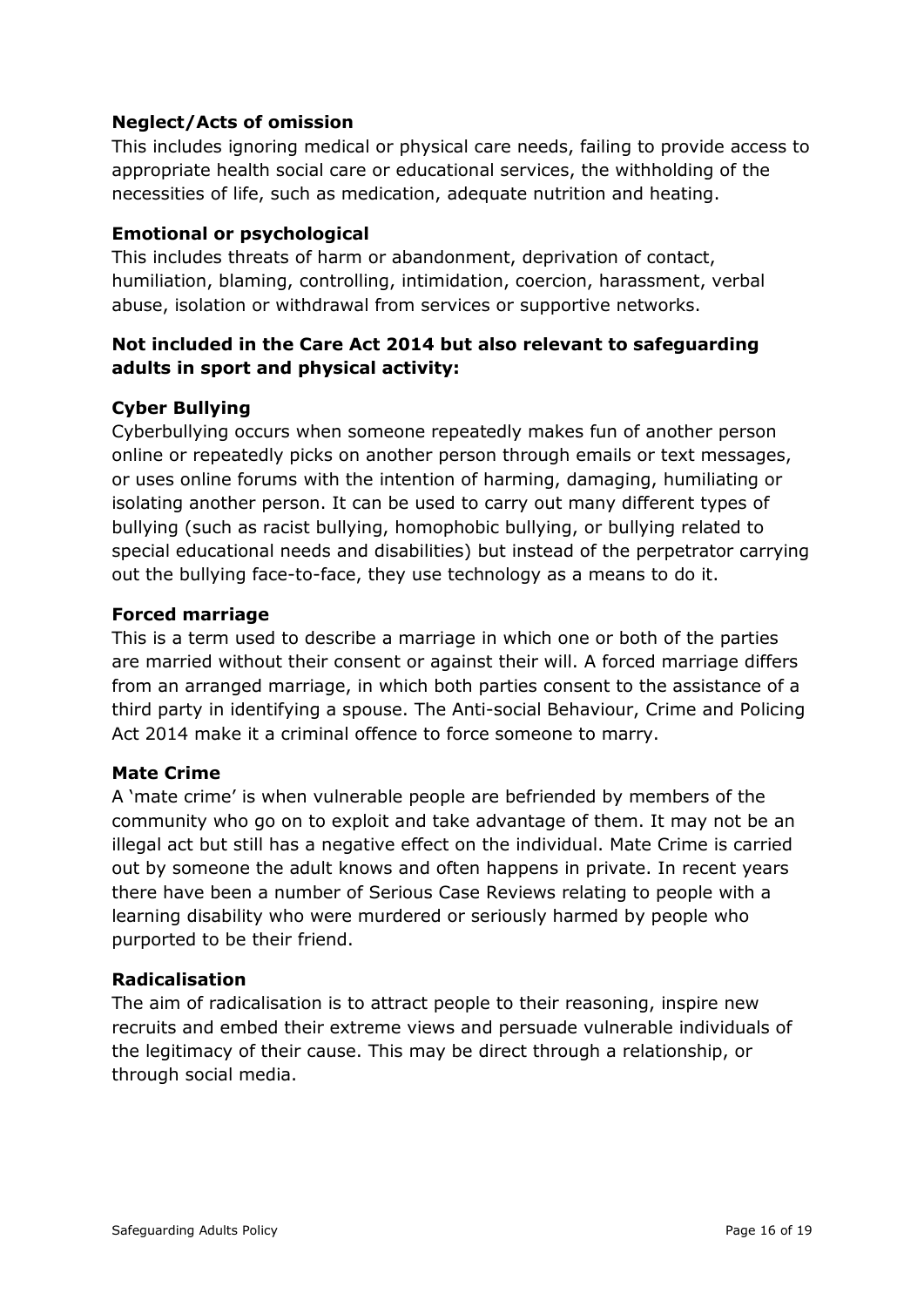**Neglect/Acts of omission**

This includes ignoring medical or physical care needs, failing to provide access to appropriate health social care or educational services, the withholding of the necessities of life, such as medication, adequate nutrition and heating.

**Emotional or psychological**

This includes threats of harm or abandonment, deprivation of contact, humiliation, blaming, controlling, intimidation, coercion, harassment, verbal abuse, isolation or withdrawal from services or supportive networks.

**Not included in the Care Act 2014 but also relevant to safeguarding adults in sport and physical activity:**

**Cyber Bullying**

Cyberbullying occurs when someone repeatedly makes fun of another person online or repeatedly picks on another person through emails or text messages, or uses online forums with the intention of harming, damaging, humiliating or isolating another person. It can be used to carry out many different types of bullying (such as racist bullying, homophobic bullying, or bullying related to special educational needs and disabilities) but instead of the perpetrator carrying out the bullying face-to-face, they use technology as a means to do it.

**Forced marriage**

This is a term used to describe a marriage in which one or both of the parties are married without their consent or against their will. A forced marriage differs from an arranged marriage, in which both parties consent to the assistance of a third party in identifying a spouse. The Anti-social Behaviour, Crime and Policing Act 2014 make it a criminal offence to force someone to marry.

**Mate Crime**

A 'mate crime' is when vulnerable people are befriended by members of the community who go on to exploit and take advantage of them. It may not be an illegal act but still has a negative effect on the individual. Mate Crime is carried out by someone the adult knows and often happens in private. In recent years there have been a number of Serious Case Reviews relating to people with a learning disability who were murdered or seriously harmed by people who purported to be their friend.

**Radicalisation**

The aim of radicalisation is to attract people to their reasoning, inspire new recruits and embed their extreme views and persuade vulnerable individuals of the legitimacy of their cause. This may be direct through a relationship, or through social media.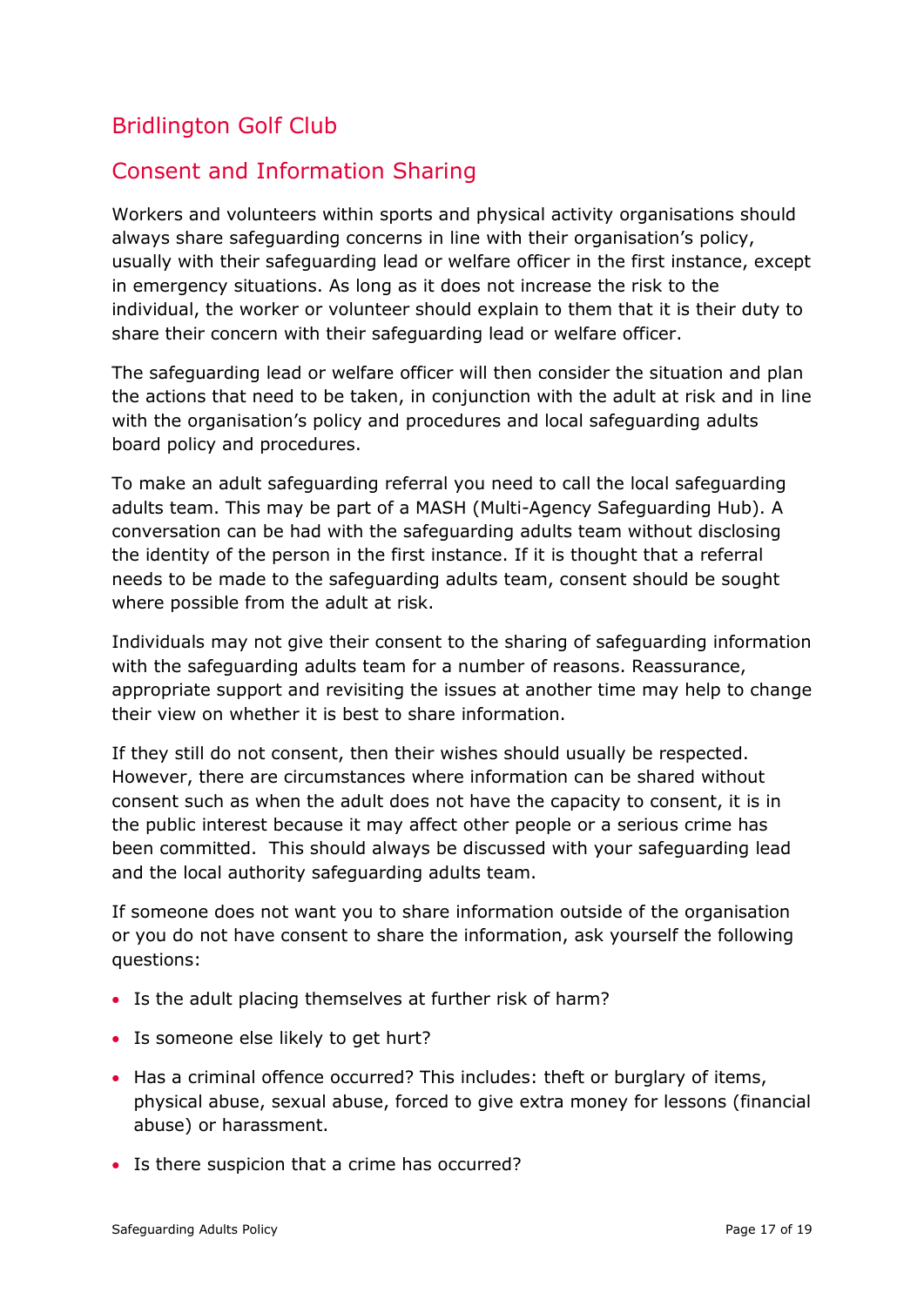# Bridlington Golf Club

## Consent and Information Sharing

Workers and volunteers within sports and physical activity organisations should always share safeguarding concerns in line with their organisation's policy, usually with their safeguarding lead or welfare officer in the first instance, except in emergency situations. As long as it does not increase the risk to the individual, the worker or volunteer should explain to them that it is their duty to share their concern with their safeguarding lead or welfare officer.

The safeguarding lead or welfare officer will then consider the situation and plan the actions that need to be taken, in conjunction with the adult at risk and in line with the organisation's policy and procedures and local safeguarding adults board policy and procedures.

To make an adult safeguarding referral you need to call the local safeguarding adults team. This may be part of a MASH (Multi-Agency Safeguarding Hub). A conversation can be had with the safeguarding adults team without disclosing the identity of the person in the first instance. If it is thought that a referral needs to be made to the safeguarding adults team, consent should be sought where possible from the adult at risk.

Individuals may not give their consent to the sharing of safeguarding information with the safeguarding adults team for a number of reasons. Reassurance, appropriate support and revisiting the issues at another time may help to change their view on whether it is best to share information.

If they still do not consent, then their wishes should usually be respected. However, there are circumstances where information can be shared without consent such as when the adult does not have the capacity to consent, it is in the public interest because it may affect other people or a serious crime has been committed. This should always be discussed with your safeguarding lead and the local authority safeguarding adults team.

If someone does not want you to share information outside of the organisation or you do not have consent to share the information, ask yourself the following questions:

- Is the adult placing themselves at further risk of harm?
- Is someone else likely to get hurt?
- Has a criminal offence occurred? This includes: theft or burglary of items, physical abuse, sexual abuse, forced to give extra money for lessons (financial abuse) or harassment.
- Is there suspicion that a crime has occurred?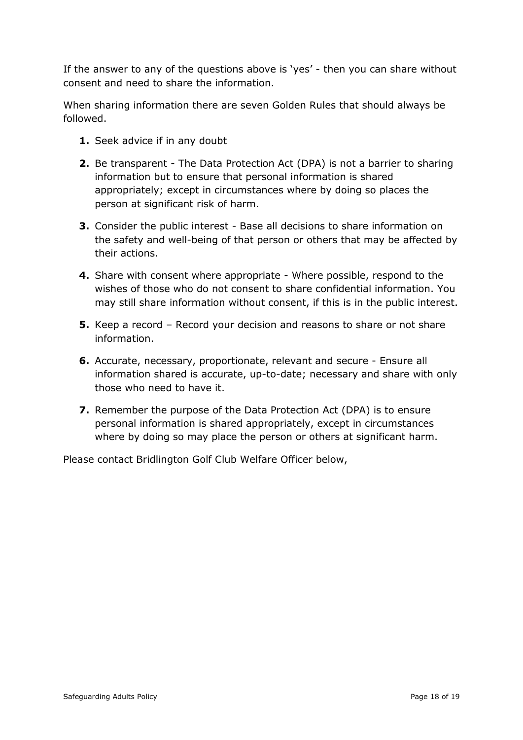If the answer to any of the questions above is 'yes' - then you can share without consent and need to share the information.

When sharing information there are seven Golden Rules that should always be followed.

1. Seek advice if in any doubt
2. Be transparent - The Data Protection Act (DPA) is not a barrier to sharing information but to ensure that personal information is shared appropriately; except in circumstances where by doing so places the person at significant risk of harm.
3. Consider the public interest - Base all decisions to share information on the safety and well-being of that person or others that may be affected by their actions.
4. Share with consent where appropriate - Where possible, respond to the wishes of those who do not consent to share confidential information. You may still share information without consent, if this is in the public interest.
5. Keep a record – Record your decision and reasons to share or not share information.
6. Accurate, necessary, proportionate, relevant and secure - Ensure all information shared is accurate, up-to-date; necessary and share with only those who need to have it.
7. Remember the purpose of the Data Protection Act (DPA) is to ensure personal information is shared appropriately, except in circumstances where by doing so may place the person or others at significant harm.

Please contact Bridlington Golf Club Welfare Officer below,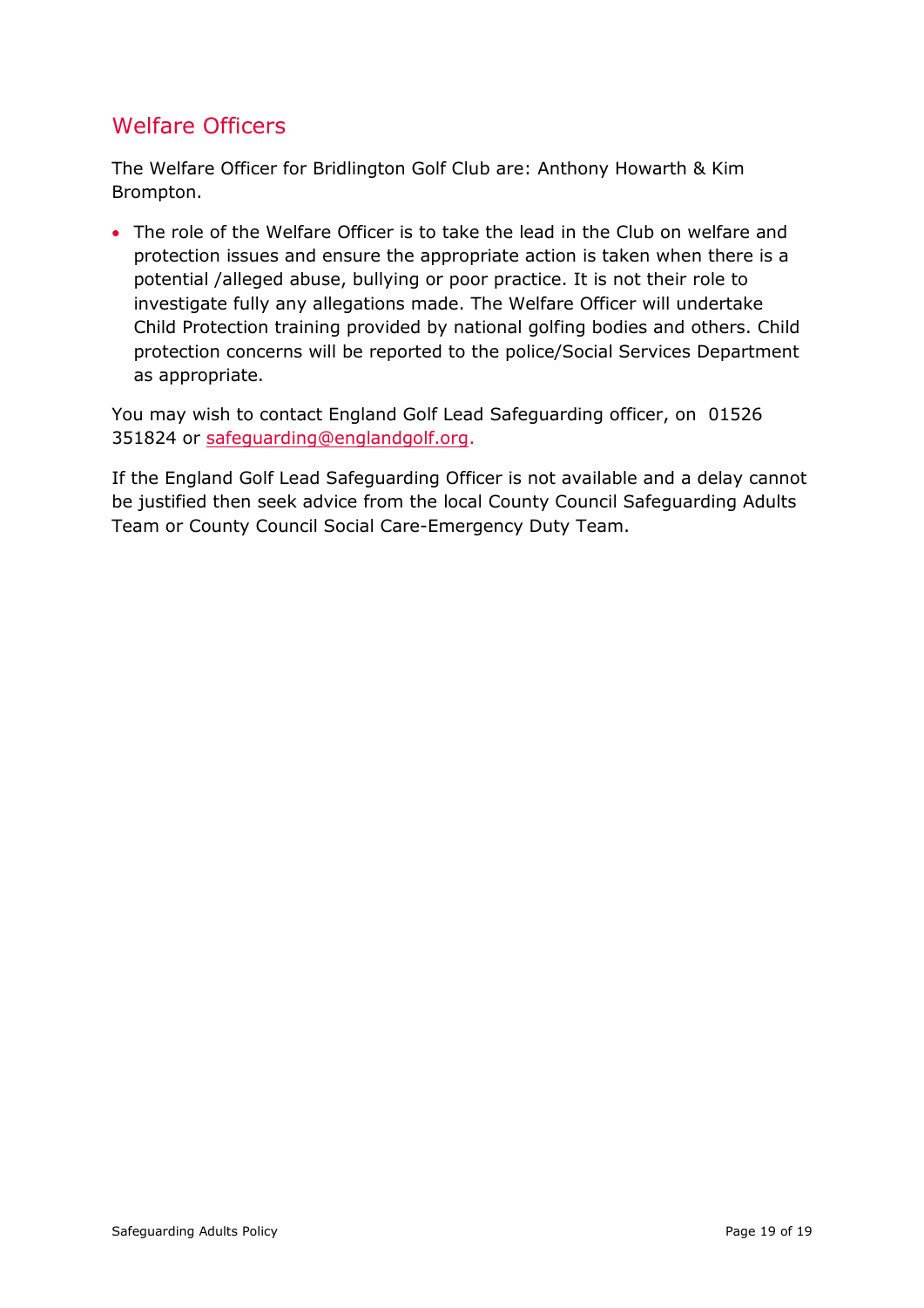## Welfare Officers

The Welfare Officer for Bridlington Golf Club are: Anthony Howarth & Kim Brompton.

- The role of the Welfare Officer is to take the lead in the Club on welfare and protection issues and ensure the appropriate action is taken when there is a potential /alleged abuse, bullying or poor practice. It is not their role to investigate fully any allegations made. The Welfare Officer will undertake Child Protection training provided by national golfing bodies and others. Child protection concerns will be reported to the police/Social Services Department as appropriate.

You may wish to contact England Golf Lead Safeguarding officer, on 01526 351824 or safeguarding@englandgolf.org.

If the England Golf Lead Safeguarding Officer is not available and a delay cannot be justified then seek advice from the local County Council Safeguarding Adults Team or County Council Social Care-Emergency Duty Team.